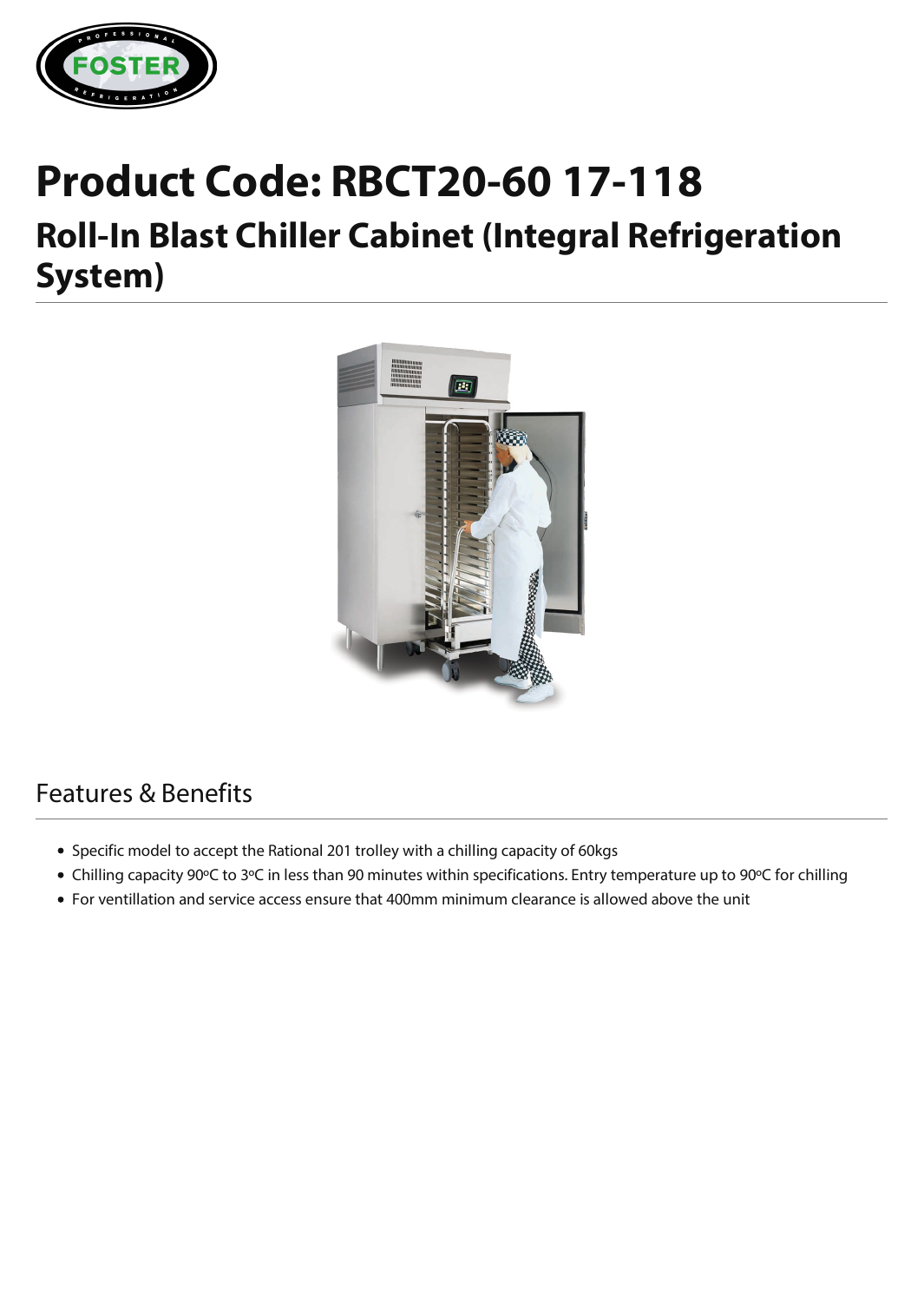# Product Code: RBCT20-60 17-118

## Roll-In Blast Chiller Cabinet (Integral Refrigeration System)

## Features & Benefits

- Specific model to accept the Rational 201 trolley with a chilling capacity of 60kgs
- Chilling capacity 90ºC to 3ºC in less than 90 minutes within specifications. Entry temperature up to 90ºC for chilling
- For ventillation and service access ensure that 400mm minimum clearance is allowed above the unit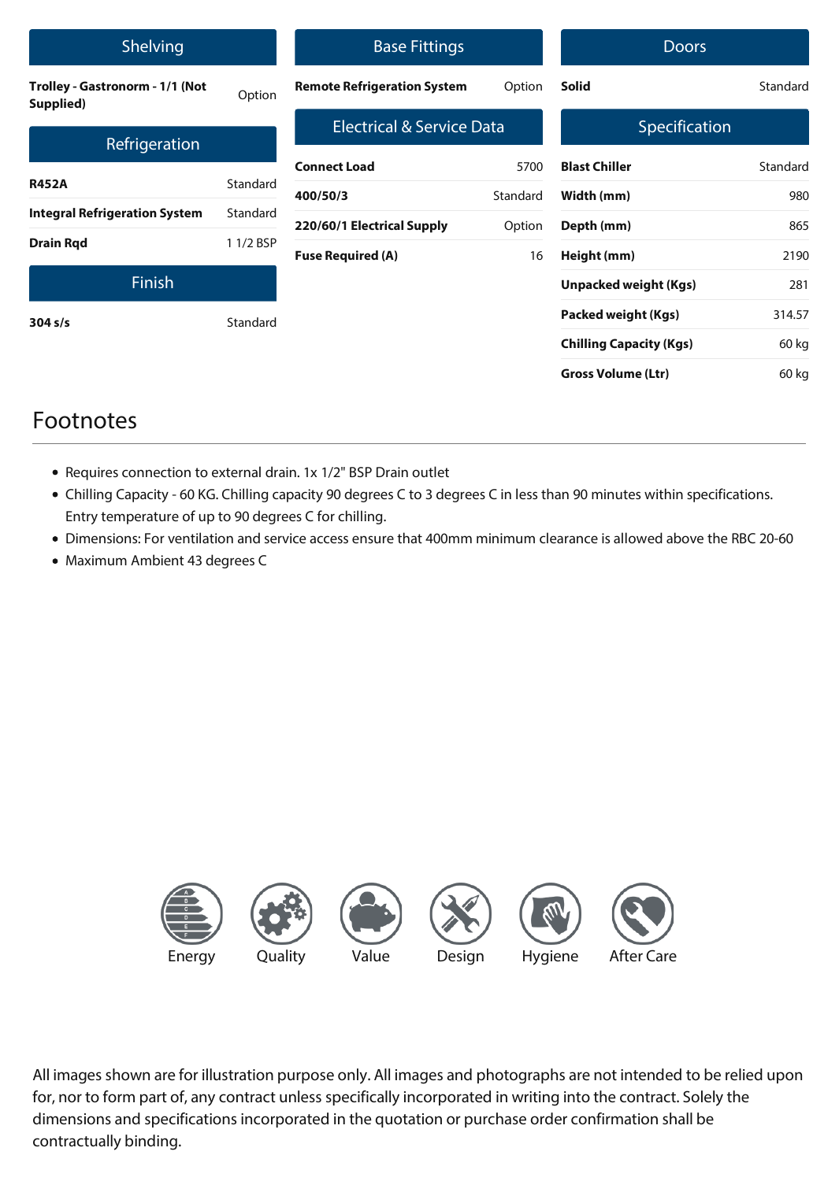## Shelving

| | |
|---|---|
| **Trolley - Gastronorm - 1/1 (Not Supplied)** | Option |

## Refrigeration

| | |
|---|---|
| **R452A** | Standard |
| **Integral Refrigeration System** | Standard |
| **Drain Rqd** | 1 1/2 BSP |

## Finish

| | |
|---|---|
| **304 s/s** | Standard |

## Base Fittings

| | |
|---|---|
| **Remote Refrigeration System** | Option |

## Electrical & Service Data

| | |
|---|---|
| **Connect Load** | 5700 |
| **400/50/3** | Standard |
| **220/60/1 Electrical Supply** | Option |
| **Fuse Required (A)** | 16 |

## Doors

| | |
|---|---|
| **Solid** | Standard |

## Specification

| | |
|---|---|
| **Blast Chiller** | Standard |
| **Width (mm)** | 980 |
| **Depth (mm)** | 865 |
| **Height (mm)** | 2190 |
| **Unpacked weight (Kgs)** | 281 |
| **Packed weight (Kgs)** | 314.57 |
| **Chilling Capacity (Kgs)** | 60 kg |
| **Gross Volume (Ltr)** | 60 kg |

## Footnotes

- Requires connection to external drain. 1x 1/2" BSP Drain outlet
- Chilling Capacity - 60 KG. Chilling capacity 90 degrees C to 3 degrees C in less than 90 minutes within specifications. Entry temperature of up to 90 degrees C for chilling.
- Dimensions: For ventilation and service access ensure that 400mm minimum clearance is allowed above the RBC 20-60
- Maximum Ambient 43 degrees C

Energy Quality Value Design Hygiene After Care

All images shown are for illustration purpose only. All images and photographs are not intended to be relied upon for, nor to form part of, any contract unless specifically incorporated in writing into the contract. Solely the dimensions and specifications incorporated in the quotation or purchase order confirmation shall be contractually binding.